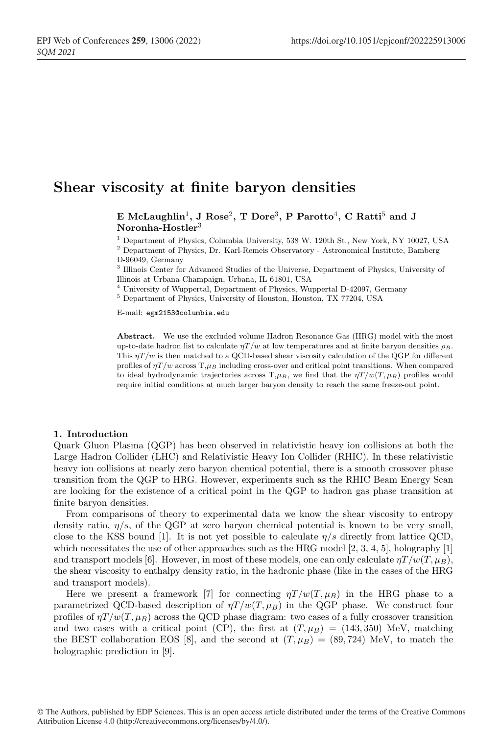# Shear viscosity at finite baryon densities

**E McLaughlin[1], J Rose[2], T Dore[3], P Parotto[4], C Ratti[5] and J Noronha-Hostler[3]**

[1] Department of Physics, Columbia University, 538 W. 120th St., New York, NY 10027, USA
[2] Department of Physics, Dr. Karl-Remeis Observatory - Astronomical Institute, Bamberg D-96049, Germany
[3] Illinois Center for Advanced Studies of the Universe, Department of Physics, University of Illinois at Urbana-Champaign, Urbana, IL 61801, USA
[4] University of Wuppertal, Department of Physics, Wuppertal D-42097, Germany
[5] Department of Physics, University of Houston, Houston, TX 77204, USA

E-mail: egm2153@columbia.edu

**Abstract.** We use the excluded volume Hadron Resonance Gas (HRG) model with the most up-to-date hadron list to calculate $\eta T/w$ at low temperatures and at finite baryon densities $\rho_B$. This $\eta T/w$ is then matched to a QCD-based shear viscosity calculation of the QGP for different profiles of $\eta T/w$ across T,$\mu_B$ including cross-over and critical point transitions. When compared to ideal hydrodynamic trajectories across T,$\mu_B$, we find that the $\eta T/w(T, \mu_B)$ profiles would require initial conditions at much larger baryon density to reach the same freeze-out point.

## 1. Introduction

Quark Gluon Plasma (QGP) has been observed in relativistic heavy ion collisions at both the Large Hadron Collider (LHC) and Relativistic Heavy Ion Collider (RHIC). In these relativistic heavy ion collisions at nearly zero baryon chemical potential, there is a smooth crossover phase transition from the QGP to HRG. However, experiments such as the RHIC Beam Energy Scan are looking for the existence of a critical point in the QGP to hadron gas phase transition at finite baryon densities.

From comparisons of theory to experimental data we know the shear viscosity to entropy density ratio, $\eta/s$, of the QGP at zero baryon chemical potential is known to be very small, close to the KSS bound [1]. It is not yet possible to calculate $\eta/s$ directly from lattice QCD, which necessitates the use of other approaches such as the HRG model [2, 3, 4, 5], holography [1] and transport models [6]. However, in most of these models, one can only calculate $\eta T/w(T, \mu_B)$, the shear viscosity to enthalpy density ratio, in the hadronic phase (like in the cases of the HRG and transport models).

Here we present a framework [7] for connecting $\eta T/w(T, \mu_B)$ in the HRG phase to a parametrized QCD-based description of $\eta T/w(T, \mu_B)$ in the QGP phase. We construct four profiles of $\eta T/w(T, \mu_B)$ across the QCD phase diagram: two cases of a fully crossover transition and two cases with a critical point (CP), the first at $(T, \mu_B) = (143, 350)$ MeV, matching the BEST collaboration EOS [8], and the second at $(T, \mu_B) = (89, 724)$ MeV, to match the holographic prediction in [9].

© The Authors, published by EDP Sciences. This is an open access article distributed under the terms of the Creative Commons Attribution License 4.0 (http://creativecommons.org/licenses/by/4.0/).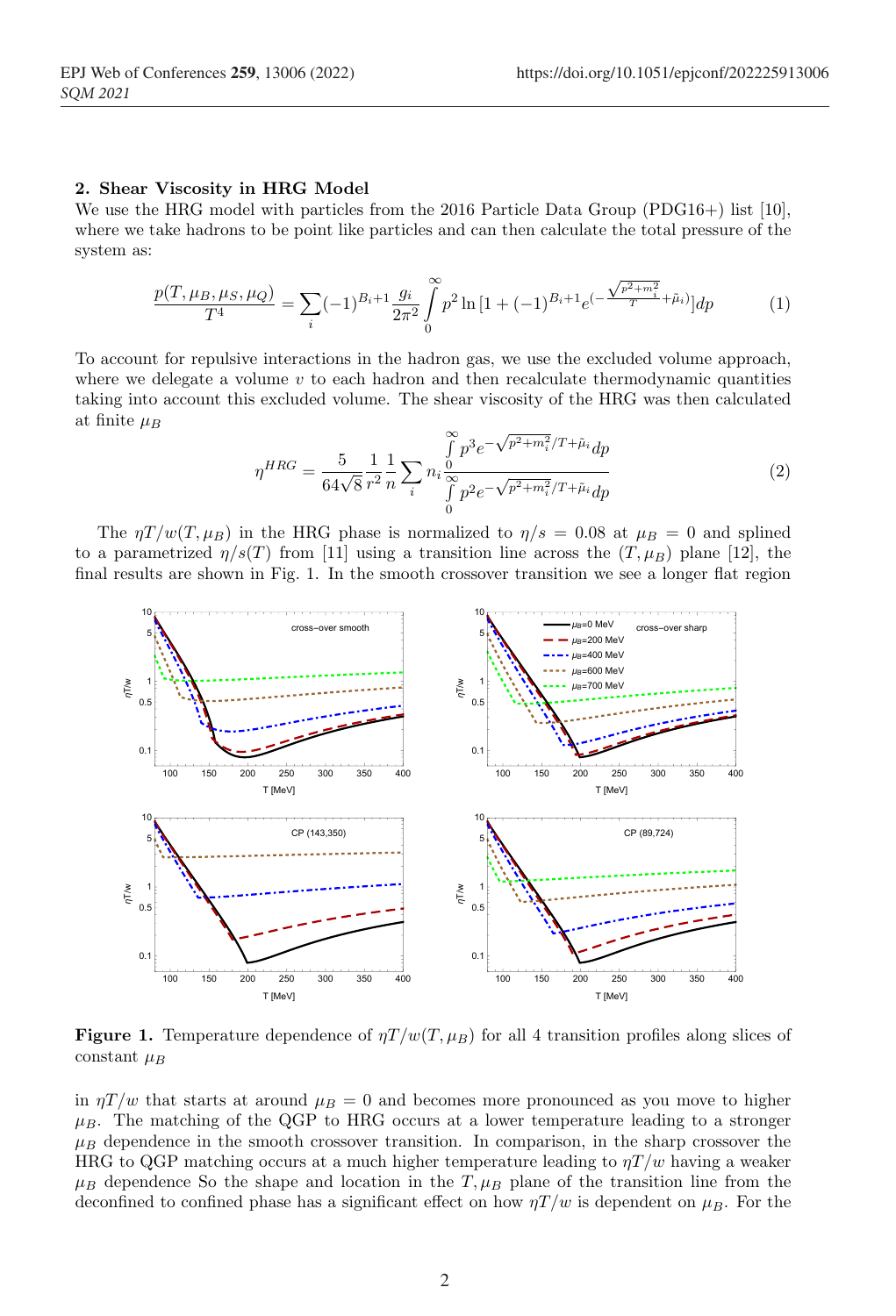## 2. Shear Viscosity in HRG Model

We use the HRG model with particles from the 2016 Particle Data Group (PDG16+) list [10], where we take hadrons to be point like particles and can then calculate the total pressure of the system as:

$$\frac{p(T,\mu_B,\mu_S,\mu_Q)}{T^4} = \sum_i (-1)^{B_i+1} \frac{g_i}{2\pi^2} \int_0^\infty p^2 \ln\left[1 + (-1)^{B_i+1} e^{(-\frac{\sqrt{p^2+m_i^2}}{T}+\tilde{\mu}_i)}\right] dp \tag{1}$$

To account for repulsive interactions in the hadron gas, we use the excluded volume approach, where we delegate a volume $v$ to each hadron and then recalculate thermodynamic quantities taking into account this excluded volume. The shear viscosity of the HRG was then calculated at finite $\mu_B$

$$\eta^{HRG} = \frac{5}{64\sqrt{8}} \frac{1}{r^2} \frac{1}{n} \sum_i n_i \frac{\int_0^\infty p^3 e^{-\sqrt{p^2+m_i^2}/T+\tilde{\mu}_i} dp}{\int_0^\infty p^2 e^{-\sqrt{p^2+m_i^2}/T+\tilde{\mu}_i} dp} \tag{2}$$

The $\eta T/w(T,\mu_B)$ in the HRG phase is normalized to $\eta/s = 0.08$ at $\mu_B = 0$ and splined to a parametrized $\eta/s(T)$ from [11] using a transition line across the $(T,\mu_B)$ plane [12], the final results are shown in Fig. 1. In the smooth crossover transition we see a longer flat region in $\eta T/w$ that starts at around $\mu_B = 0$ and becomes more pronounced as you move to higher $\mu_B$. The matching of the QGP to HRG occurs at a lower temperature leading to a stronger $\mu_B$ dependence in the smooth crossover transition. In comparison, in the sharp crossover the HRG to QGP matching occurs at a much higher temperature leading to $\eta T/w$ having a weaker $\mu_B$ dependence So the shape and location in the $T,\mu_B$ plane of the transition line from the deconfined to confined phase has a significant effect on how $\eta T/w$ is dependent on $\mu_B$. For the

**Figure 1.** Temperature dependence of $\eta T/w(T,\mu_B)$ for all 4 transition profiles along slices of constant $\mu_B$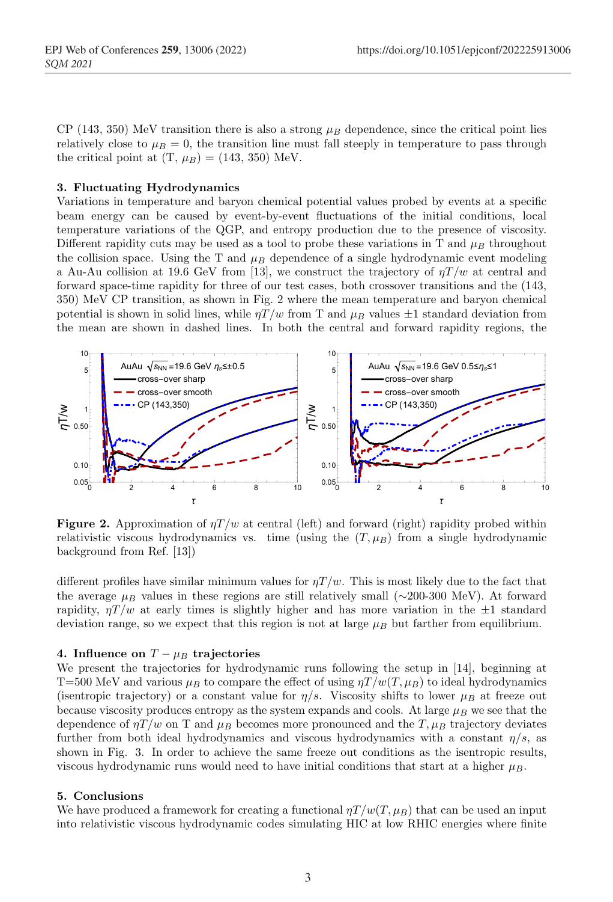CP (143, 350) MeV transition there is also a strong $\mu_B$ dependence, since the critical point lies relatively close to $\mu_B = 0$, the transition line must fall steeply in temperature to pass through the critical point at (T, $\mu_B$) = (143, 350) MeV.

## 3. Fluctuating Hydrodynamics

Variations in temperature and baryon chemical potential values probed by events at a specific beam energy can be caused by event-by-event fluctuations of the initial conditions, local temperature variations of the QGP, and entropy production due to the presence of viscosity. Different rapidity cuts may be used as a tool to probe these variations in T and $\mu_B$ throughout the collision space. Using the T and $\mu_B$ dependence of a single hydrodynamical event modeling a Au-Au collision at 19.6 GeV from [13], we construct the trajectory of $\eta T/w$ at central and forward space-time rapidity for three of our test cases, both crossover transitions and the (143, 350) MeV CP transition, as shown in Fig. 2 where the mean temperature and baryon chemical potential is shown in solid lines, while $\eta T/w$ from T and $\mu_B$ values $\pm 1$ standard deviation from the mean are shown in dashed lines. In both the central and forward rapidity regions, the different profiles have similar minimum values for $\eta T/w$. This is most likely due to the fact that the average $\mu_B$ values in these regions are still relatively small (∼200-300 MeV). At forward rapidity, $\eta T/w$ at early times is slightly higher and has more variation in the $\pm 1$ standard deviation range, so we expect that this region is not at large $\mu_B$ but farther from equilibrium.

**Figure 2.** Approximation of $\eta T/w$ at central (left) and forward (right) rapidity probed within relativistic viscous hydrodynamics vs. time (using the $(T, \mu_B)$ from a single hydrodynamic background from Ref. [13])

## 4. Influence on $T - \mu_B$ trajectories

We present the trajectories for hydrodynamic runs following the setup in [14], beginning at T=500 MeV and various $\mu_B$ to compare the effect of using $\eta T/w(T, \mu_B)$ to ideal hydrodynamics (isentropic trajectory) or a constant value for $\eta/s$. Viscosity shifts to lower $\mu_B$ at freeze out because viscosity produces entropy as the system expands and cools. At large $\mu_B$ we see that the dependence of $\eta T/w$ on T and $\mu_B$ becomes more pronounced and the $T, \mu_B$ trajectory deviates further from both ideal hydrodynamics and viscous hydrodynamics with a constant $\eta/s$, as shown in Fig. 3. In order to achieve the same freeze out conditions as the isentropic results, viscous hydrodynamic runs would need to have initial conditions that start at a higher $\mu_B$.

## 5. Conclusions

We have produced a framework for creating a functional $\eta T/w(T, \mu_B)$ that can be used an input into relativistic viscous hydrodynamic codes simulating HIC at low RHIC energies where finite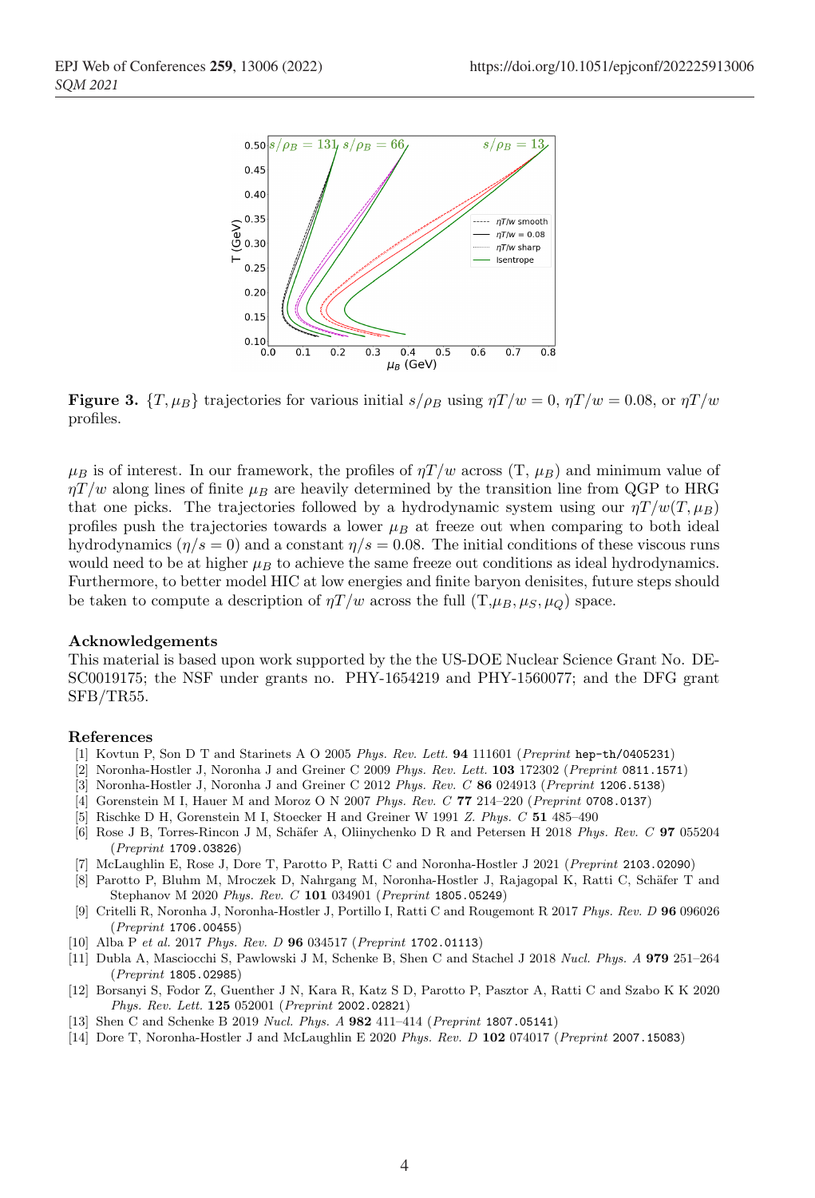$s/\rho_B = 131$ $s/\rho_B = 66$ $s/\rho_B = 13$

0.50
0.45
0.40
0.35
0.30
0.25
0.20
0.15
0.10

T (GeV)

0.0 0.1 0.2 0.3 0.4 0.5 0.6 0.7 0.8

$\mu_B$ (GeV)

$\eta T/w$ smooth
$\eta T/w$ = 0.08
$\eta T/w$ sharp
Isentrope

**Figure 3.** $\{T, \mu_B\}$ trajectories for various initial $s/\rho_B$ using $\eta T/w = 0$, $\eta T/w = 0.08$, or $\eta T/w$ profiles.

$\mu_B$ is of interest. In our framework, the profiles of $\eta T/w$ across (T, $\mu_B$) and minimum value of $\eta T/w$ along lines of finite $\mu_B$ are heavily determined by the transition line from QGP to HRG that one picks. The trajectories followed by a hydrodynamic system using our $\eta T/w(T, \mu_B)$ profiles push the trajectories towards a lower $\mu_B$ at freeze out when comparing to both ideal hydrodynamics ($\eta/s = 0$) and a constant $\eta/s = 0.08$. The initial conditions of these viscous runs would need to be at higher $\mu_B$ to achieve the same freeze out conditions as ideal hydrodynamics. Furthermore, to better model HIC at low energies and finite baryon denisites, future steps should be taken to compute a description of $\eta T/w$ across the full (T,$\mu_B, \mu_S, \mu_Q$) space.

## Acknowledgements

This material is based upon work supported by the the US-DOE Nuclear Science Grant No. DE-SC0019175; the NSF under grants no. PHY-1654219 and PHY-1560077; and the DFG grant SFB/TR55.

## References

[1] Kovtun P, Son D T and Starinets A O 2005 *Phys. Rev. Lett.* **94** 111601 (*Preprint* hep-th/0405231)
[2] Noronha-Hostler J, Noronha J and Greiner C 2009 *Phys. Rev. Lett.* **103** 172302 (*Preprint* 0811.1571)
[3] Noronha-Hostler J, Noronha J and Greiner C 2012 *Phys. Rev. C* **86** 024913 (*Preprint* 1206.5138)
[4] Gorenstein M I, Hauer M and Moroz O N 2007 *Phys. Rev. C* **77** 214–220 (*Preprint* 0708.0137)
[5] Rischke D H, Gorenstein M I, Stoecker H and Greiner W 1991 *Z. Phys. C* **51** 485–490
[6] Rose J B, Torres-Rincon J M, Schäfer A, Oliinychenko D R and Petersen H 2018 *Phys. Rev. C* **97** 055204 (*Preprint* 1709.03826)
[7] McLaughlin E, Rose J, Dore T, Parotto P, Ratti C and Noronha-Hostler J 2021 (*Preprint* 2103.02090)
[8] Parotto P, Bluhm M, Mroczek D, Nahrgang M, Noronha-Hostler J, Rajagopal K, Ratti C, Schäfer T and Stephanov M 2020 *Phys. Rev. C* **101** 034901 (*Preprint* 1805.05249)
[9] Critelli R, Noronha J, Noronha-Hostler J, Portillo I, Ratti C and Rougemont R 2017 *Phys. Rev. D* **96** 096026 (*Preprint* 1706.00455)
[10] Alba P *et al.* 2017 *Phys. Rev. D* **96** 034517 (*Preprint* 1702.01113)
[11] Dubla A, Masciocchi S, Pawlowski J M, Schenke B, Shen C and Stachel J 2018 *Nucl. Phys. A* **979** 251–264 (*Preprint* 1805.02985)
[12] Borsanyi S, Fodor Z, Guenther J N, Kara R, Katz S D, Parotto P, Pasztor A, Ratti C and Szabo K K 2020 *Phys. Rev. Lett.* **125** 052001 (*Preprint* 2002.02821)
[13] Shen C and Schenke B 2019 *Nucl. Phys. A* **982** 411–414 (*Preprint* 1807.05141)
[14] Dore T, Noronha-Hostler J and McLaughlin E 2020 *Phys. Rev. D* **102** 074017 (*Preprint* 2007.15083)